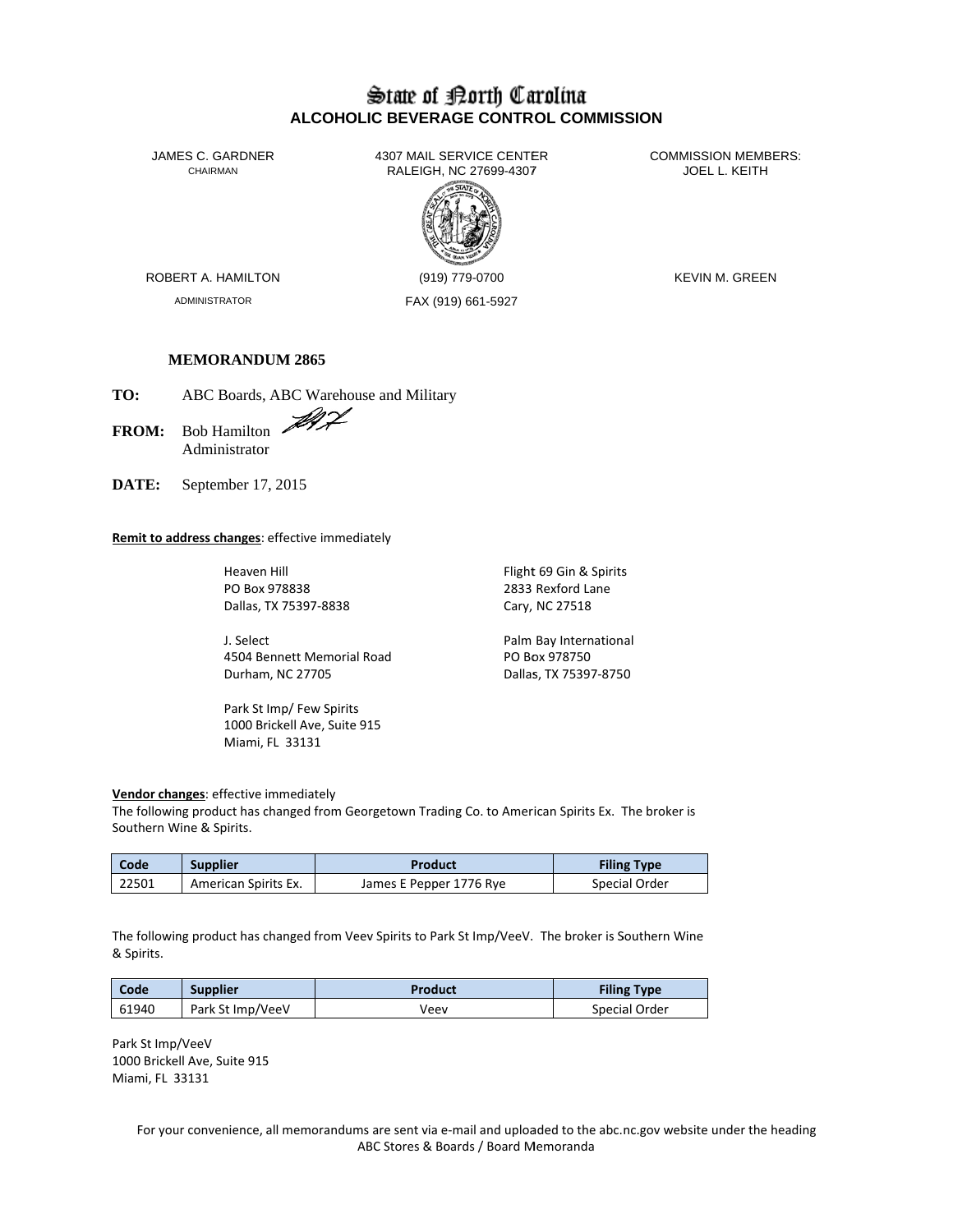# State of North Carolina
## ALCOHOLIC BEVERAGE CONTROL COMMISSION

JAMES C. GARDNER
CHAIRMAN

4307 MAIL SERVICE CENTER
RALEIGH, NC 27699-4307

COMMISSION MEMBERS:
JOEL L. KEITH

ROBERT A. HAMILTON
ADMINISTRATOR

(919) 779-0700
FAX (919) 661-5927

KEVIN M. GREEN

**MEMORANDUM 2865**

**TO:** ABC Boards, ABC Warehouse and Military

**FROM:** Bob Hamilton
Administrator

**DATE:** September 17, 2015

**Remit to address changes**: effective immediately

Heaven Hill
PO Box 978838
Dallas, TX 75397-8838

Flight 69 Gin & Spirits
2833 Rexford Lane
Cary, NC 27518

J. Select
4504 Bennett Memorial Road
Durham, NC 27705

Palm Bay International
PO Box 978750
Dallas, TX 75397-8750

Park St Imp/ Few Spirits
1000 Brickell Ave, Suite 915
Miami, FL 33131

**Vendor changes**: effective immediately
The following product has changed from Georgetown Trading Co. to American Spirits Ex. The broker is Southern Wine & Spirits.

| Code | Supplier | Product | Filing Type |
|---|---|---|---|
| 22501 | American Spirits Ex. | James E Pepper 1776 Rye | Special Order |

The following product has changed from Veev Spirits to Park St Imp/VeeV. The broker is Southern Wine & Spirits.

| Code | Supplier | Product | Filing Type |
|---|---|---|---|
| 61940 | Park St Imp/VeeV | Veev | Special Order |

Park St Imp/VeeV
1000 Brickell Ave, Suite 915
Miami, FL 33131

For your convenience, all memorandums are sent via e-mail and uploaded to the abc.nc.gov website under the heading ABC Stores & Boards / Board Memoranda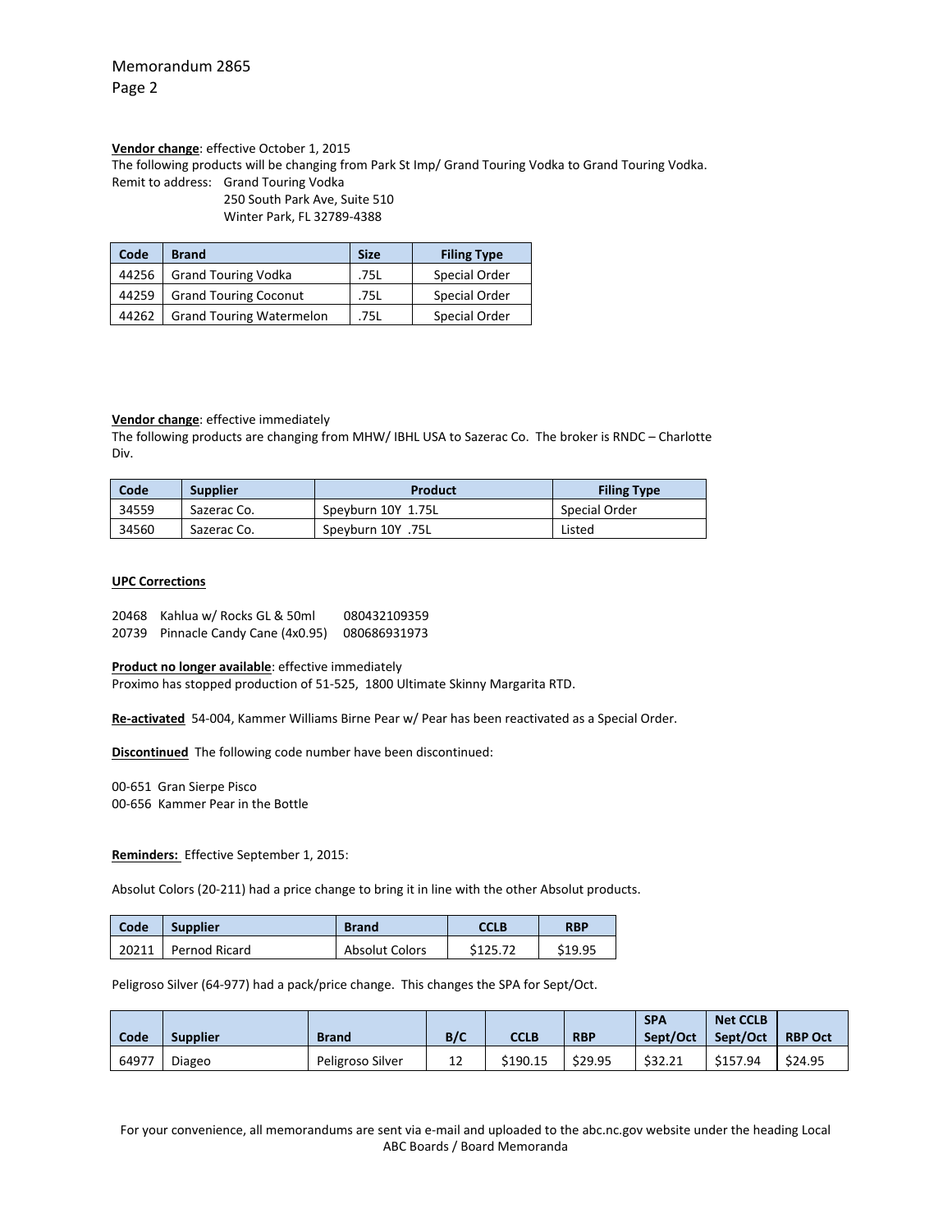**Vendor change**: effective October 1, 2015
The following products will be changing from Park St Imp/ Grand Touring Vodka to Grand Touring Vodka.
Remit to address: Grand Touring Vodka
250 South Park Ave, Suite 510
Winter Park, FL 32789-4388

| Code | Brand | Size | Filing Type |
|---|---|---|---|
| 44256 | Grand Touring Vodka | .75L | Special Order |
| 44259 | Grand Touring Coconut | .75L | Special Order |
| 44262 | Grand Touring Watermelon | .75L | Special Order |

**Vendor change**: effective immediately
The following products are changing from MHW/ IBHL USA to Sazerac Co. The broker is RNDC – Charlotte Div.

| Code | Supplier | Product | Filing Type |
|---|---|---|---|
| 34559 | Sazerac Co. | Speyburn 10Y 1.75L | Special Order |
| 34560 | Sazerac Co. | Speyburn 10Y .75L | Listed |

**UPC Corrections**

20468 Kahlua w/ Rocks GL & 50ml 080432109359
20739 Pinnacle Candy Cane (4x0.95) 080686931973

**Product no longer available**: effective immediately
Proximo has stopped production of 51-525, 1800 Ultimate Skinny Margarita RTD.

**Re-activated** 54-004, Kammer Williams Birne Pear w/ Pear has been reactivated as a Special Order.

**Discontinued** The following code number have been discontinued:

00-651 Gran Sierpe Pisco
00-656 Kammer Pear in the Bottle

**Reminders:** Effective September 1, 2015:

Absolut Colors (20-211) had a price change to bring it in line with the other Absolut products.

| Code | Supplier | Brand | CCLB | RBP |
|---|---|---|---|---|
| 20211 | Pernod Ricard | Absolut Colors | $125.72 | $19.95 |

Peligroso Silver (64-977) had a pack/price change. This changes the SPA for Sept/Oct.

| Code | Supplier | Brand | B/C | CCLB | RBP | SPA Sept/Oct | Net CCLB Sept/Oct | RBP Oct |
|---|---|---|---|---|---|---|---|---|
| 64977 | Diageo | Peligroso Silver | 12 | $190.15 | $29.95 | $32.21 | $157.94 | $24.95 |

For your convenience, all memorandums are sent via e-mail and uploaded to the abc.nc.gov website under the heading Local ABC Boards / Board Memoranda